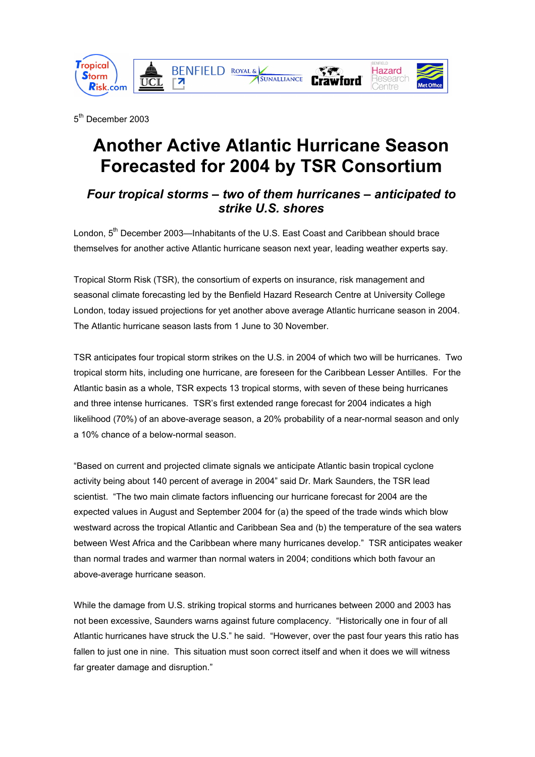5th December 2003

# Another Active Atlantic Hurricane Season Forecasted for 2004 by TSR Consortium

### *Four tropical storms – two of them hurricanes – anticipated to strike U.S. shores*

London, 5th December 2003—Inhabitants of the U.S. East Coast and Caribbean should brace themselves for another active Atlantic hurricane season next year, leading weather experts say.

Tropical Storm Risk (TSR), the consortium of experts on insurance, risk management and seasonal climate forecasting led by the Benfield Hazard Research Centre at University College London, today issued projections for yet another above average Atlantic hurricane season in 2004. The Atlantic hurricane season lasts from 1 June to 30 November.

TSR anticipates four tropical storm strikes on the U.S. in 2004 of which two will be hurricanes. Two tropical storm hits, including one hurricane, are foreseen for the Caribbean Lesser Antilles. For the Atlantic basin as a whole, TSR expects 13 tropical storms, with seven of these being hurricanes and three intense hurricanes. TSR's first extended range forecast for 2004 indicates a high likelihood (70%) of an above-average season, a 20% probability of a near-normal season and only a 10% chance of a below-normal season.

"Based on current and projected climate signals we anticipate Atlantic basin tropical cyclone activity being about 140 percent of average in 2004" said Dr. Mark Saunders, the TSR lead scientist. "The two main climate factors influencing our hurricane forecast for 2004 are the expected values in August and September 2004 for (a) the speed of the trade winds which blow westward across the tropical Atlantic and Caribbean Sea and (b) the temperature of the sea waters between West Africa and the Caribbean where many hurricanes develop." TSR anticipates weaker than normal trades and warmer than normal waters in 2004; conditions which both favour an above-average hurricane season.

While the damage from U.S. striking tropical storms and hurricanes between 2000 and 2003 has not been excessive, Saunders warns against future complacency. "Historically one in four of all Atlantic hurricanes have struck the U.S." he said. "However, over the past four years this ratio has fallen to just one in nine. This situation must soon correct itself and when it does we will witness far greater damage and disruption."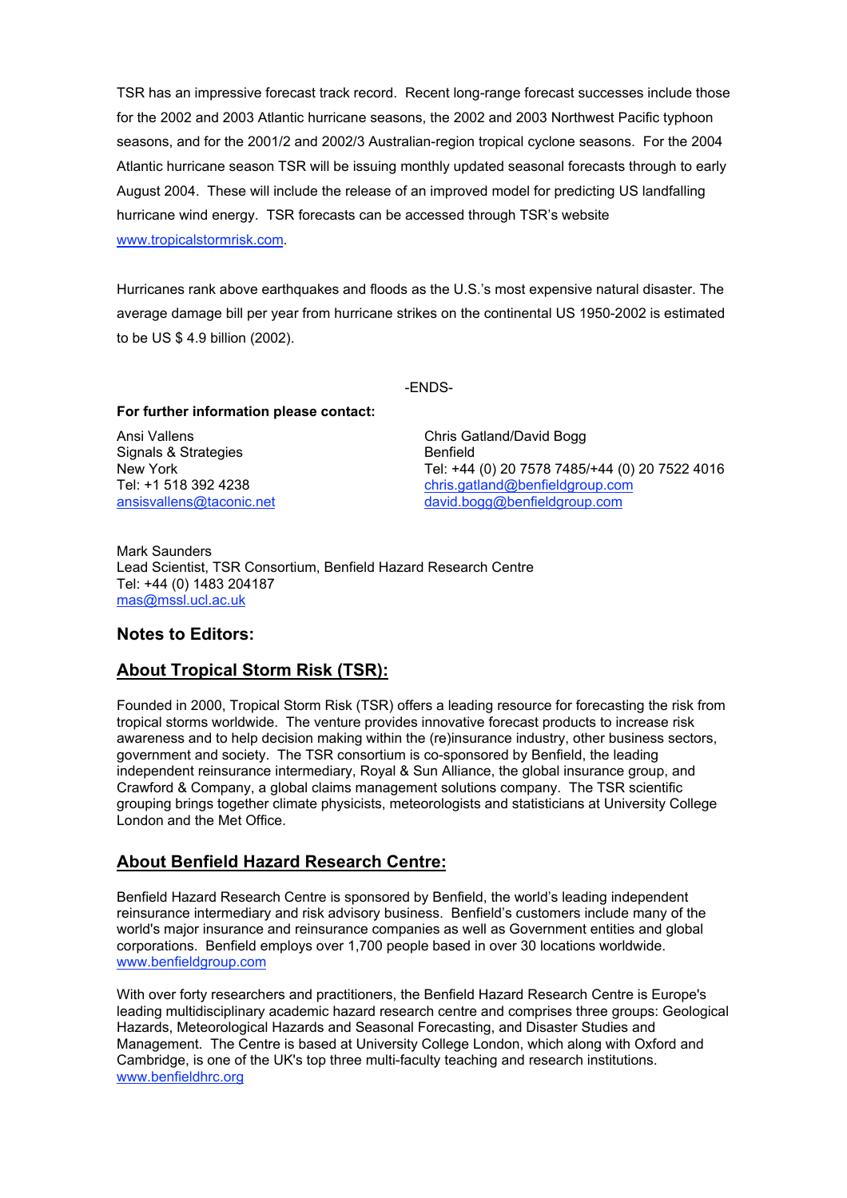TSR has an impressive forecast track record. Recent long-range forecast successes include those for the 2002 and 2003 Atlantic hurricane seasons, the 2002 and 2003 Northwest Pacific typhoon seasons, and for the 2001/2 and 2002/3 Australian-region tropical cyclone seasons. For the 2004 Atlantic hurricane season TSR will be issuing monthly updated seasonal forecasts through to early August 2004. These will include the release of an improved model for predicting US landfalling hurricane wind energy. TSR forecasts can be accessed through TSR's website www.tropicalstormrisk.com.

Hurricanes rank above earthquakes and floods as the U.S.'s most expensive natural disaster. The average damage bill per year from hurricane strikes on the continental US 1950-2002 is estimated to be US $ 4.9 billion (2002).

-ENDS-

**For further information please contact:**

Ansi Vallens
Signals & Strategies
New York
Tel: +1 518 392 4238
ansisvallens@taconic.net

Chris Gatland/David Bogg
Benfield
Tel: +44 (0) 20 7578 7485/+44 (0) 20 7522 4016
chris.gatland@benfieldgroup.com
david.bogg@benfieldgroup.com

Mark Saunders
Lead Scientist, TSR Consortium, Benfield Hazard Research Centre
Tel: +44 (0) 1483 204187
mas@mssl.ucl.ac.uk

## Notes to Editors:

## About Tropical Storm Risk (TSR):

Founded in 2000, Tropical Storm Risk (TSR) offers a leading resource for forecasting the risk from tropical storms worldwide. The venture provides innovative forecast products to increase risk awareness and to help decision making within the (re)insurance industry, other business sectors, government and society. The TSR consortium is co-sponsored by Benfield, the leading independent reinsurance intermediary, Royal & Sun Alliance, the global insurance group, and Crawford & Company, a global claims management solutions company. The TSR scientific grouping brings together climate physicists, meteorologists and statisticians at University College London and the Met Office.

## About Benfield Hazard Research Centre:

Benfield Hazard Research Centre is sponsored by Benfield, the world's leading independent reinsurance intermediary and risk advisory business. Benfield's customers include many of the world's major insurance and reinsurance companies as well as Government entities and global corporations. Benfield employs over 1,700 people based in over 30 locations worldwide. www.benfieldgroup.com

With over forty researchers and practitioners, the Benfield Hazard Research Centre is Europe's leading multidisciplinary academic hazard research centre and comprises three groups: Geological Hazards, Meteorological Hazards and Seasonal Forecasting, and Disaster Studies and Management. The Centre is based at University College London, which along with Oxford and Cambridge, is one of the UK's top three multi-faculty teaching and research institutions. www.benfieldhrc.org